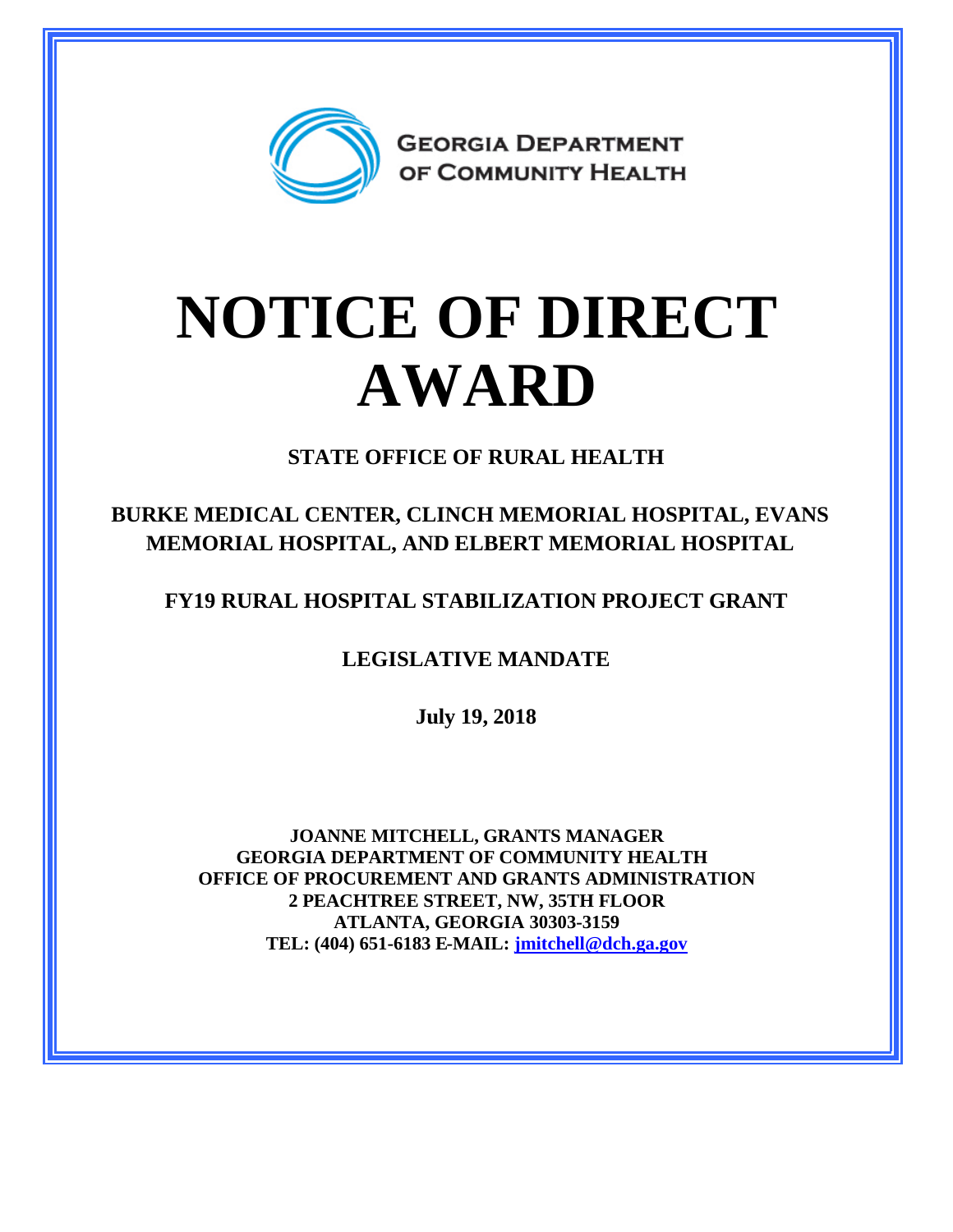GEORGIA DEPARTMENT OF COMMUNITY HEALTH

# NOTICE OF DIRECT AWARD

**STATE OFFICE OF RURAL HEALTH**

**BURKE MEDICAL CENTER, CLINCH MEMORIAL HOSPITAL, EVANS MEMORIAL HOSPITAL, AND ELBERT MEMORIAL HOSPITAL**

**FY19 RURAL HOSPITAL STABILIZATION PROJECT GRANT**

**LEGISLATIVE MANDATE**

**July 19, 2018**

**JOANNE MITCHELL, GRANTS MANAGER**
**GEORGIA DEPARTMENT OF COMMUNITY HEALTH**
**OFFICE OF PROCUREMENT AND GRANTS ADMINISTRATION**
**2 PEACHTREE STREET, NW, 35TH FLOOR**
**ATLANTA, GEORGIA 30303-3159**
**TEL: (404) 651-6183 E-MAIL: jmitchell@dch.ga.gov**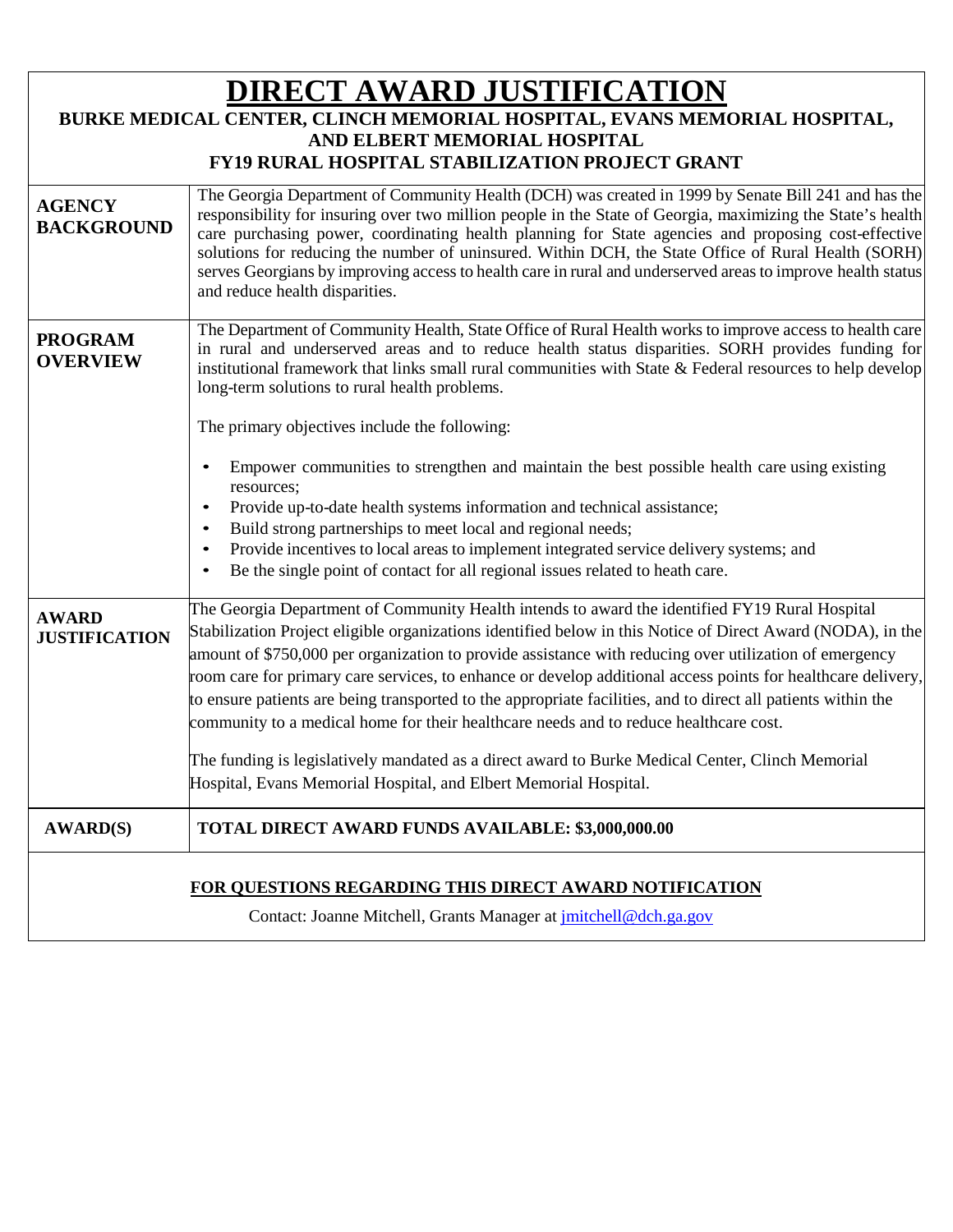# DIRECT AWARD JUSTIFICATION

## BURKE MEDICAL CENTER, CLINCH MEMORIAL HOSPITAL, EVANS MEMORIAL HOSPITAL, AND ELBERT MEMORIAL HOSPITAL

## FY19 RURAL HOSPITAL STABILIZATION PROJECT GRANT

| | |
|---|---|
| **AGENCY BACKGROUND** | The Georgia Department of Community Health (DCH) was created in 1999 by Senate Bill 241 and has the responsibility for insuring over two million people in the State of Georgia, maximizing the State's health care purchasing power, coordinating health planning for State agencies and proposing cost-effective solutions for reducing the number of uninsured. Within DCH, the State Office of Rural Health (SORH) serves Georgians by improving access to health care in rural and underserved areas to improve health status and reduce health disparities. |
| **PROGRAM OVERVIEW** | The Department of Community Health, State Office of Rural Health works to improve access to health care in rural and underserved areas and to reduce health status disparities. SORH provides funding for institutional framework that links small rural communities with State & Federal resources to help develop long-term solutions to rural health problems.<br><br>The primary objectives include the following:<br><br>• Empower communities to strengthen and maintain the best possible health care using existing resources;<br>• Provide up-to-date health systems information and technical assistance;<br>• Build strong partnerships to meet local and regional needs;<br>• Provide incentives to local areas to implement integrated service delivery systems; and<br>• Be the single point of contact for all regional issues related to heath care. |
| **AWARD JUSTIFICATION** | The Georgia Department of Community Health intends to award the identified FY19 Rural Hospital Stabilization Project eligible organizations identified below in this Notice of Direct Award (NODA), in the amount of $750,000 per organization to provide assistance with reducing over utilization of emergency room care for primary care services, to enhance or develop additional access points for healthcare delivery, to ensure patients are being transported to the appropriate facilities, and to direct all patients within the community to a medical home for their healthcare needs and to reduce healthcare cost.<br><br>The funding is legislatively mandated as a direct award to Burke Medical Center, Clinch Memorial Hospital, Evans Memorial Hospital, and Elbert Memorial Hospital. |
| **AWARD(S)** | **TOTAL DIRECT AWARD FUNDS AVAILABLE: $3,000,000.00** |

**FOR QUESTIONS REGARDING THIS DIRECT AWARD NOTIFICATION**

Contact: Joanne Mitchell, Grants Manager at jmitchell@dch.ga.gov